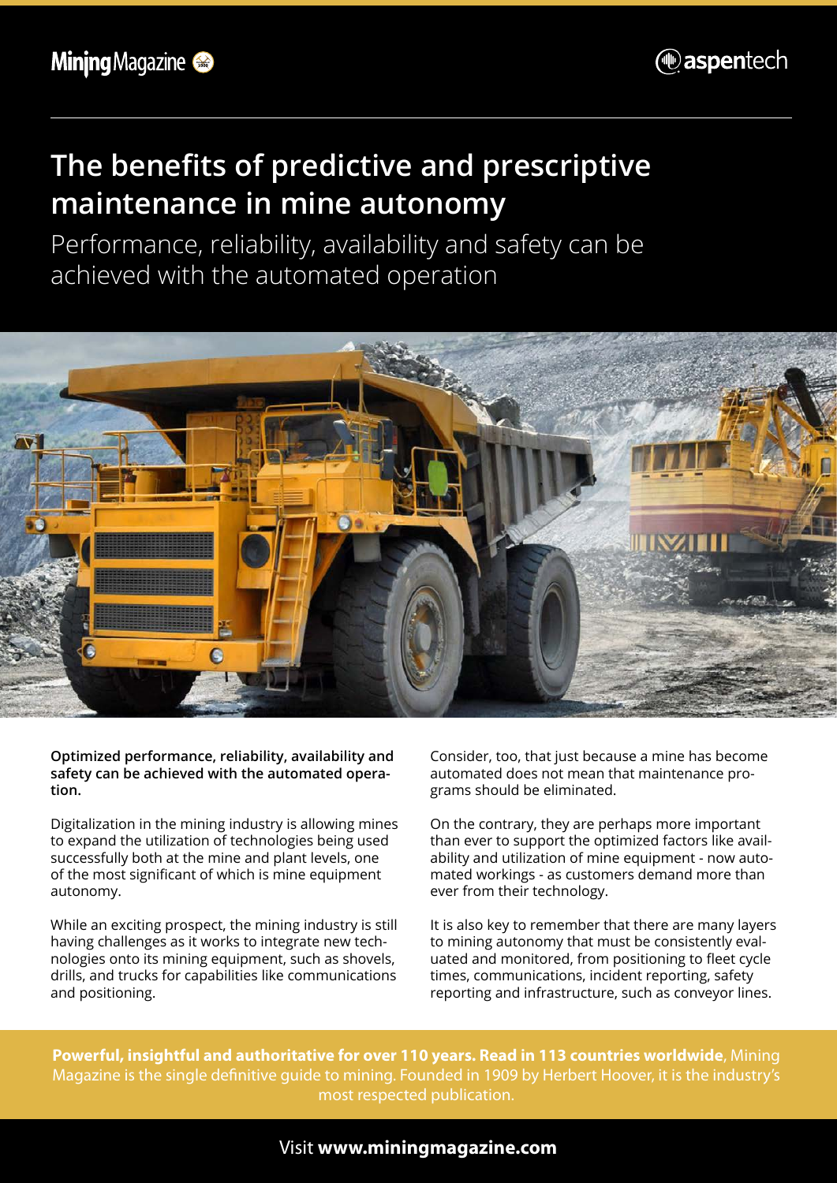Mining Magazine

aspentech

# The benefits of predictive and prescriptive maintenance in mine autonomy

Performance, reliability, availability and safety can be achieved with the automated operation

**Optimized performance, reliability, availability and safety can be achieved with the automated operation.**

Digitalization in the mining industry is allowing mines to expand the utilization of technologies being used successfully both at the mine and plant levels, one of the most significant of which is mine equipment autonomy.

While an exciting prospect, the mining industry is still having challenges as it works to integrate new technologies onto its mining equipment, such as shovels, drills, and trucks for capabilities like communications and positioning.

Consider, too, that just because a mine has become automated does not mean that maintenance programs should be eliminated.

On the contrary, they are perhaps more important than ever to support the optimized factors like availability and utilization of mine equipment - now automated workings - as customers demand more than ever from their technology.

It is also key to remember that there are many layers to mining autonomy that must be consistently evaluated and monitored, from positioning to fleet cycle times, communications, incident reporting, safety reporting and infrastructure, such as conveyor lines.

**Powerful, insightful and authoritative for over 110 years. Read in 113 countries worldwide**, Mining Magazine is the single definitive guide to mining. Founded in 1909 by Herbert Hoover, it is the industry's most respected publication.

Visit **www.miningmagazine.com**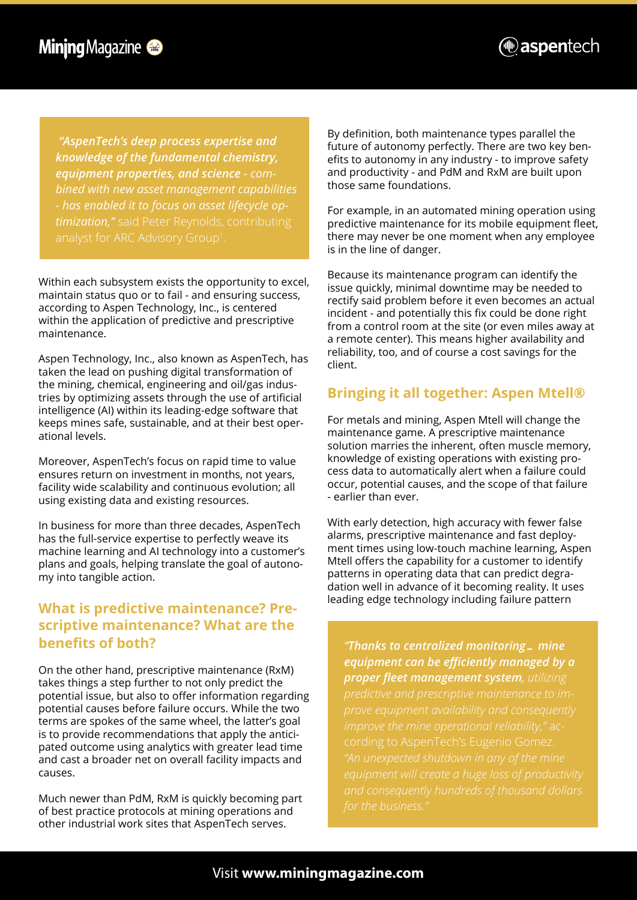> *"AspenTech's deep process expertise and knowledge of the fundamental chemistry, equipment properties, and science - combined with new asset management capabilities - has enabled it to focus on asset lifecycle optimization,"* said Peter Reynolds, contributing analyst for ARC Advisory Group[†].

Within each subsystem exists the opportunity to excel, maintain status quo or to fail - and ensuring success, according to Aspen Technology, Inc., is centered within the application of predictive and prescriptive maintenance.

Aspen Technology, Inc., also known as AspenTech, has taken the lead on pushing digital transformation of the mining, chemical, engineering and oil/gas industries by optimizing assets through the use of artificial intelligence (AI) within its leading-edge software that keeps mines safe, sustainable, and at their best operational levels.

Moreover, AspenTech's focus on rapid time to value ensures return on investment in months, not years, facility wide scalability and continuous evolution; all using existing data and existing resources.

In business for more than three decades, AspenTech has the full-service expertise to perfectly weave its machine learning and AI technology into a customer's plans and goals, helping translate the goal of autonomy into tangible action.

## What is predictive maintenance? Prescriptive maintenance? What are the benefits of both?

On the other hand, prescriptive maintenance (RxM) takes things a step further to not only predict the potential issue, but also to offer information regarding potential causes before failure occurs. While the two terms are spokes of the same wheel, the latter's goal is to provide recommendations that apply the anticipated outcome using analytics with greater lead time and cast a broader net on overall facility impacts and causes.

Much newer than PdM, RxM is quickly becoming part of best practice protocols at mining operations and other industrial work sites that AspenTech serves.

By definition, both maintenance types parallel the future of autonomy perfectly. There are two key benefits to autonomy in any industry - to improve safety and productivity - and PdM and RxM are built upon those same foundations.

For example, in an automated mining operation using predictive maintenance for its mobile equipment fleet, there may never be one moment when any employee is in the line of danger.

Because its maintenance program can identify the issue quickly, minimal downtime may be needed to rectify said problem before it even becomes an actual incident - and potentially this fix could be done right from a control room at the site (or even miles away at a remote center). This means higher availability and reliability, too, and of course a cost savings for the client.

## Bringing it all together: Aspen Mtell®

For metals and mining, Aspen Mtell will change the maintenance game. A prescriptive maintenance solution marries the inherent, often muscle memory, knowledge of existing operations with existing process data to automatically alert when a failure could occur, potential causes, and the scope of that failure - earlier than ever.

With early detection, high accuracy with fewer false alarms, prescriptive maintenance and fast deployment times using low-touch machine learning, Aspen Mtell offers the capability for a customer to identify patterns in operating data that can predict degradation well in advance of it becoming reality. It uses leading edge technology including failure pattern

> *"Thanks to centralized monitoring , mine equipment can be efficiently managed by a proper fleet management system, utilizing predictive and prescriptive maintenance to improve equipment availability and consequently improve the mine operational reliability,"* according to AspenTech's Eugenio Gomez. *"An unexpected shutdown in any of the mine equipment will create a huge loss of productivity and consequently hundreds of thousand dollars for the business."*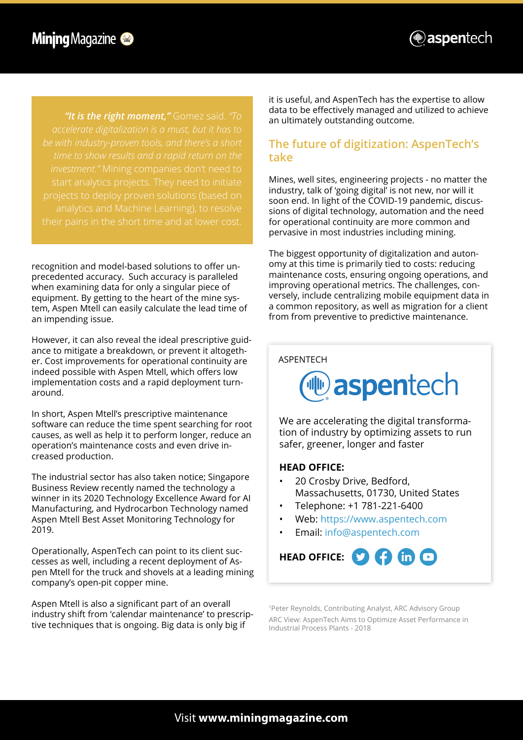***"It is the right moment,"*** Gomez said. *"To accelerate digitalization is a must, but it has to be with industry-proven tools, and there's a short time to show results and a rapid return on the investment."* Mining companies don't need to start analytics projects. They need to initiate projects to deploy proven solutions (based on analytics and Machine Learning), to resolve their pains in the short time and at lower cost.

recognition and model-based solutions to offer unprecedented accuracy. Such accuracy is paralleled when examining data for only a singular piece of equipment. By getting to the heart of the mine system, Aspen Mtell can easily calculate the lead time of an impending issue.

However, it can also reveal the ideal prescriptive guidance to mitigate a breakdown, or prevent it altogether. Cost improvements for operational continuity are indeed possible with Aspen Mtell, which offers low implementation costs and a rapid deployment turnaround.

In short, Aspen Mtell's prescriptive maintenance software can reduce the time spent searching for root causes, as well as help it to perform longer, reduce an operation's maintenance costs and even drive increased production.

The industrial sector has also taken notice; Singapore Business Review recently named the technology a winner in its 2020 Technology Excellence Award for AI Manufacturing, and Hydrocarbon Technology named Aspen Mtell Best Asset Monitoring Technology for 2019.

Operationally, AspenTech can point to its client successes as well, including a recent deployment of Aspen Mtell for the truck and shovels at a leading mining company's open-pit copper mine.

Aspen Mtell is also a significant part of an overall industry shift from 'calendar maintenance' to prescriptive techniques that is ongoing. Big data is only big if it is useful, and AspenTech has the expertise to allow data to be effectively managed and utilized to achieve an ultimately outstanding outcome.

## The future of digitization: AspenTech's take

Mines, well sites, engineering projects - no matter the industry, talk of 'going digital' is not new, nor will it soon end. In light of the COVID-19 pandemic, discussions of digital technology, automation and the need for operational continuity are more common and pervasive in most industries including mining.

The biggest opportunity of digitalization and autonomy at this time is primarily tied to costs: reducing maintenance costs, ensuring ongoing operations, and improving operational metrics. The challenges, conversely, include centralizing mobile equipment data in a common repository, as well as migration for a client from from preventive to predictive maintenance.

ASPENTECH

aspentech

We are accelerating the digital transformation of industry by optimizing assets to run safer, greener, longer and faster

**HEAD OFFICE:**

- 20 Crosby Drive, Bedford, Massachusetts, 01730, United States
- Telephone: +1 781-221-6400
- Web: https://www.aspentech.com
- Email: info@aspentech.com

**HEAD OFFICE:**

[1]Peter Reynolds, Contributing Analyst, ARC Advisory Group
ARC View: AspenTech Aims to Optimize Asset Performance in Industrial Process Plants - 2018